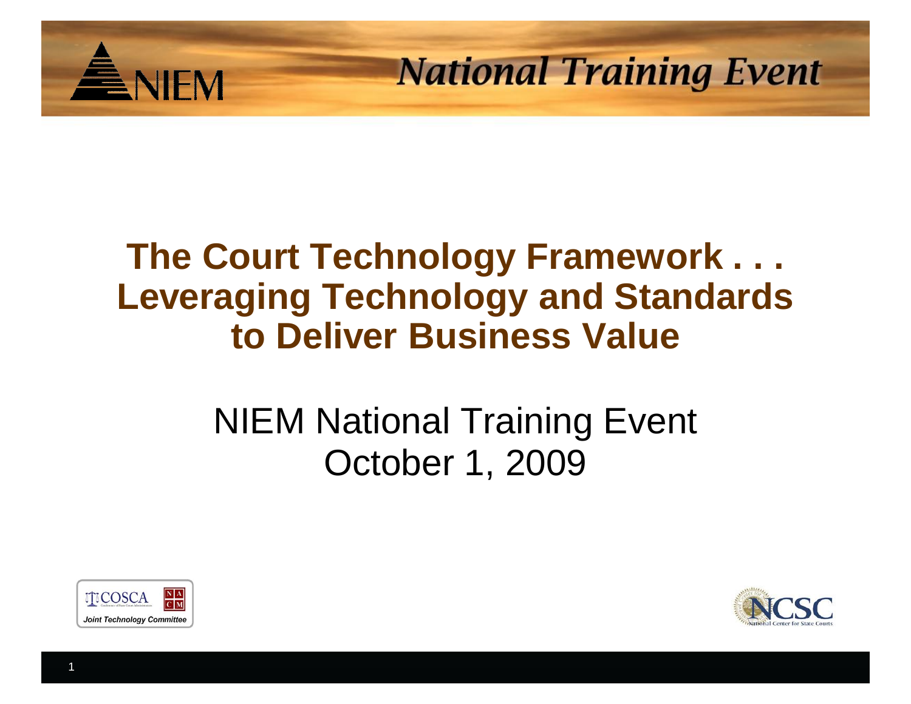NIEM

National Training Event

# The Court Technology Framework . . . Leveraging Technology and Standards to Deliver Business Value

NIEM National Training Event
October 1, 2009

COSCA NACM Joint Technology Committee

NCSC National Center for State Courts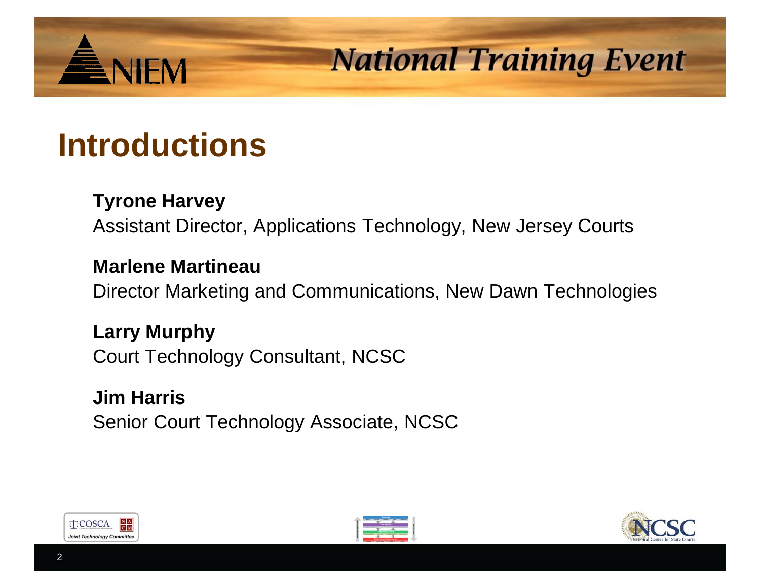# Introductions

**Tyrone Harvey**
Assistant Director, Applications Technology, New Jersey Courts

**Marlene Martineau**
Director Marketing and Communications, New Dawn Technologies

**Larry Murphy**
Court Technology Consultant, NCSC

**Jim Harris**
Senior Court Technology Associate, NCSC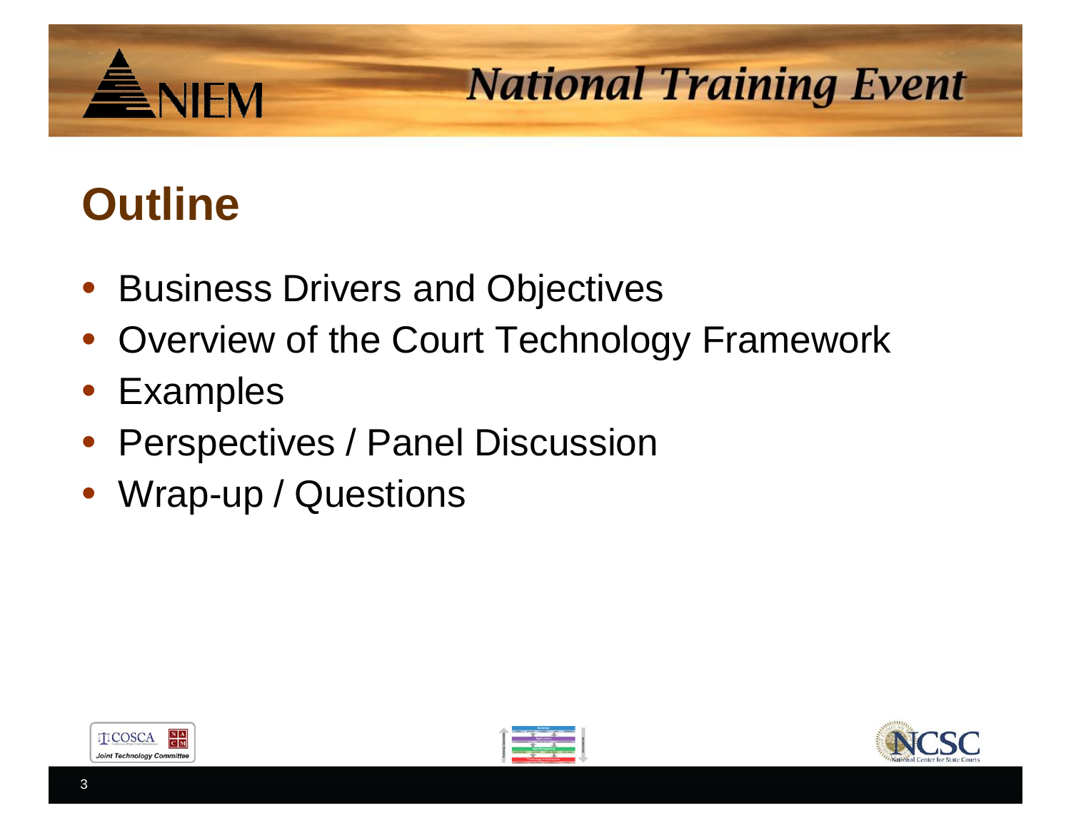# Outline

- Business Drivers and Objectives
- Overview of the Court Technology Framework
- Examples
- Perspectives / Panel Discussion
- Wrap-up / Questions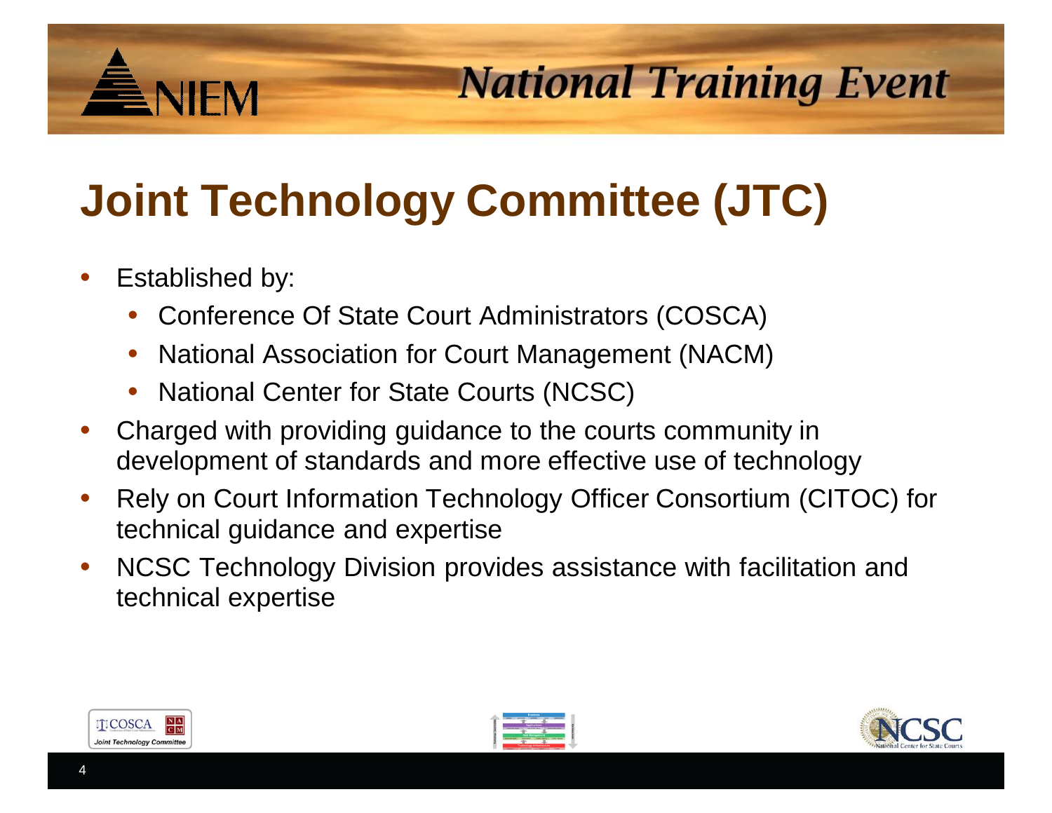# Joint Technology Committee (JTC)

- Established by:
  - Conference Of State Court Administrators (COSCA)
  - National Association for Court Management (NACM)
  - National Center for State Courts (NCSC)
- Charged with providing guidance to the courts community in development of standards and more effective use of technology
- Rely on Court Information Technology Officer Consortium (CITOC) for technical guidance and expertise
- NCSC Technology Division provides assistance with facilitation and technical expertise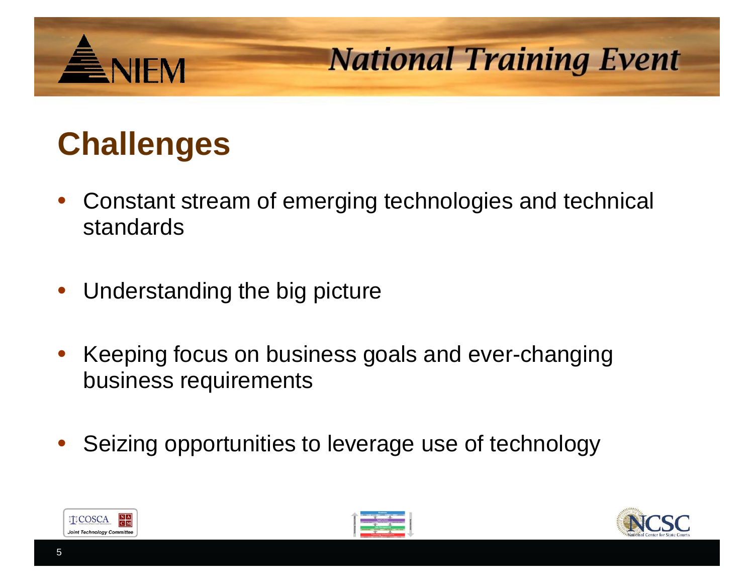## Challenges

- Constant stream of emerging technologies and technical standards
- Understanding the big picture
- Keeping focus on business goals and ever-changing business requirements
- Seizing opportunities to leverage use of technology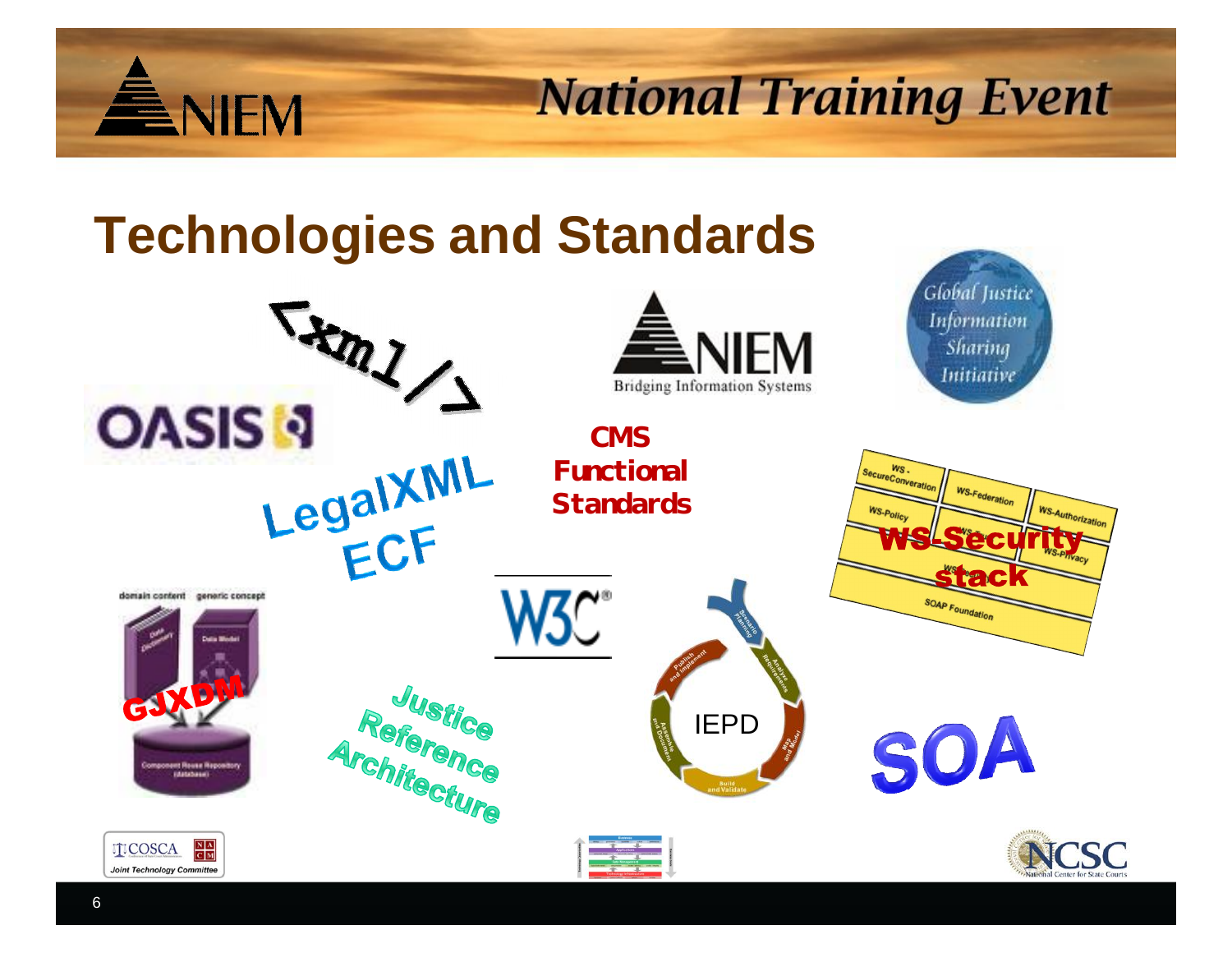# Technologies and Standards

<xml/>

NIEM
Bridging Information Systems

Global Justice Information Sharing Initiative

OASIS

LegalXML
ECF

CMS Functional Standards

WS-SecureConversation | WS-Federation | WS-Authorization
WS-Policy | WS-Privacy
WS-Security stack
SOAP Foundation

W3C

domain content | generic concept

Data Dictionary | Data Model

GJXDM

Component Reuse Repository (database)

Justice Reference Architecture

IEPD

Scenario Planning | Analyze Requirements | Map and Model | Build and Validate | Assemble and Document | Publish and Implement

SOA

COSCA | NACM
Joint Technology Committee

NCSC
National Center for State Courts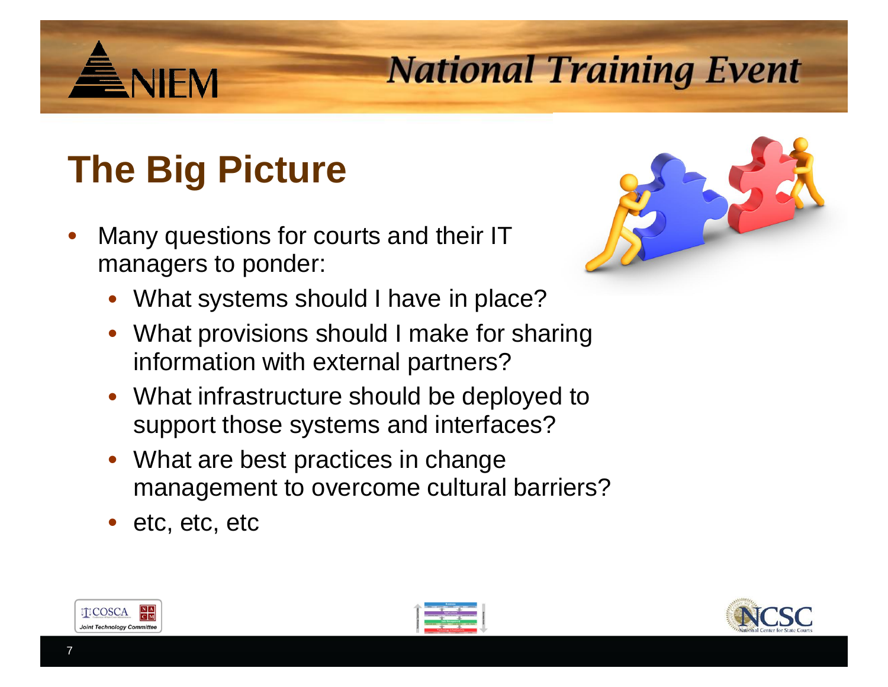# The Big Picture

- Many questions for courts and their IT managers to ponder:
  - What systems should I have in place?
  - What provisions should I make for sharing information with external partners?
  - What infrastructure should be deployed to support those systems and interfaces?
  - What are best practices in change management to overcome cultural barriers?
  - etc, etc, etc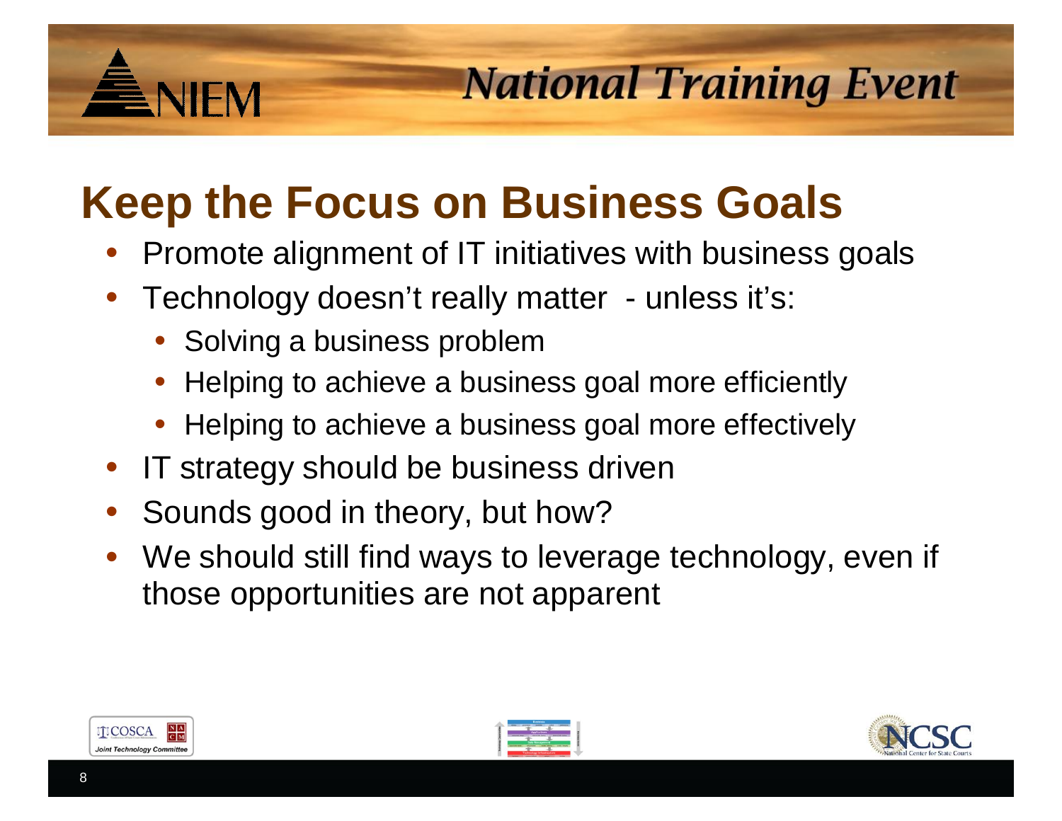# Keep the Focus on Business Goals

- Promote alignment of IT initiatives with business goals
- Technology doesn't really matter - unless it's:
  - Solving a business problem
  - Helping to achieve a business goal more efficiently
  - Helping to achieve a business goal more effectively
- IT strategy should be business driven
- Sounds good in theory, but how?
- We should still find ways to leverage technology, even if those opportunities are not apparent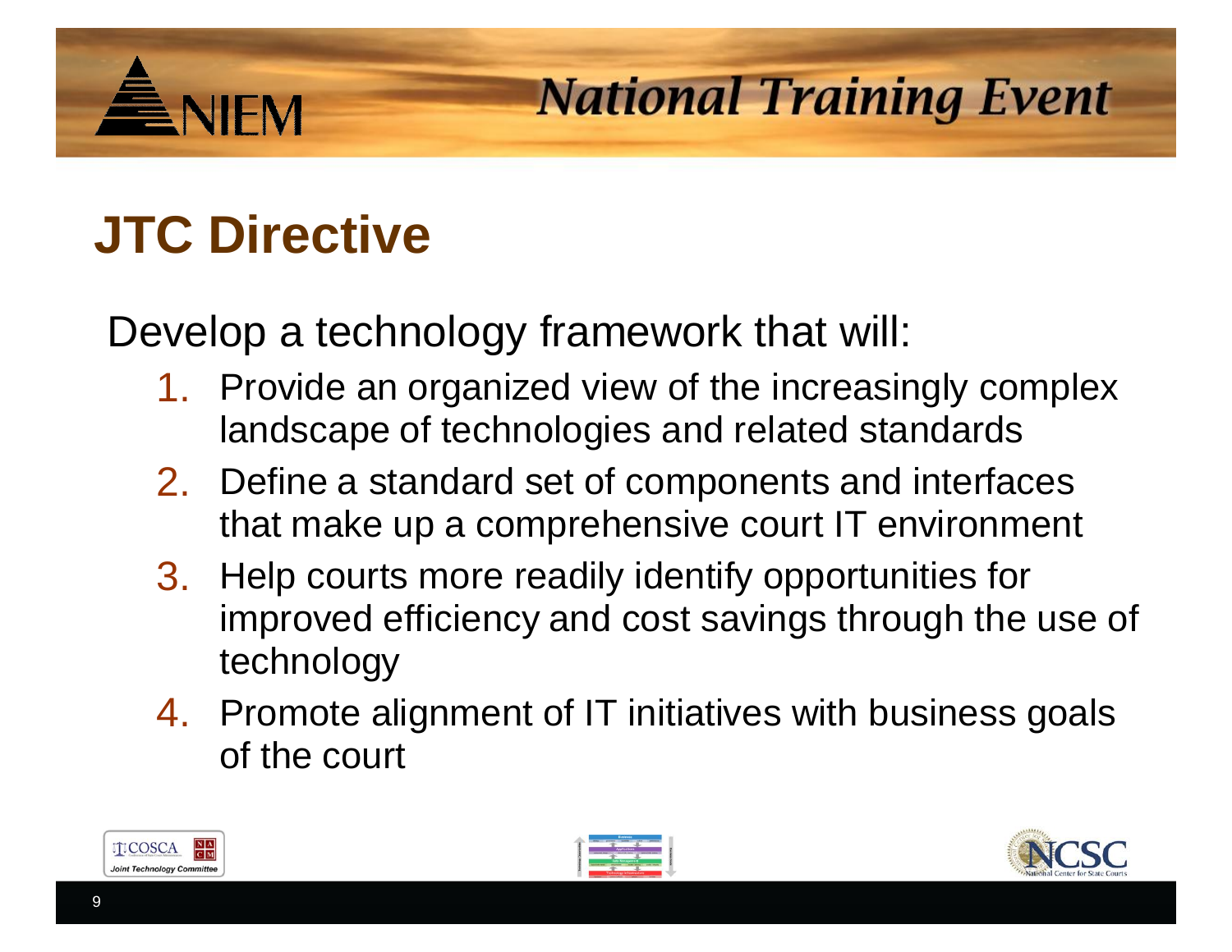# JTC Directive

Develop a technology framework that will:

1. Provide an organized view of the increasingly complex landscape of technologies and related standards
2. Define a standard set of components and interfaces that make up a comprehensive court IT environment
3. Help courts more readily identify opportunities for improved efficiency and cost savings through the use of technology
4. Promote alignment of IT initiatives with business goals of the court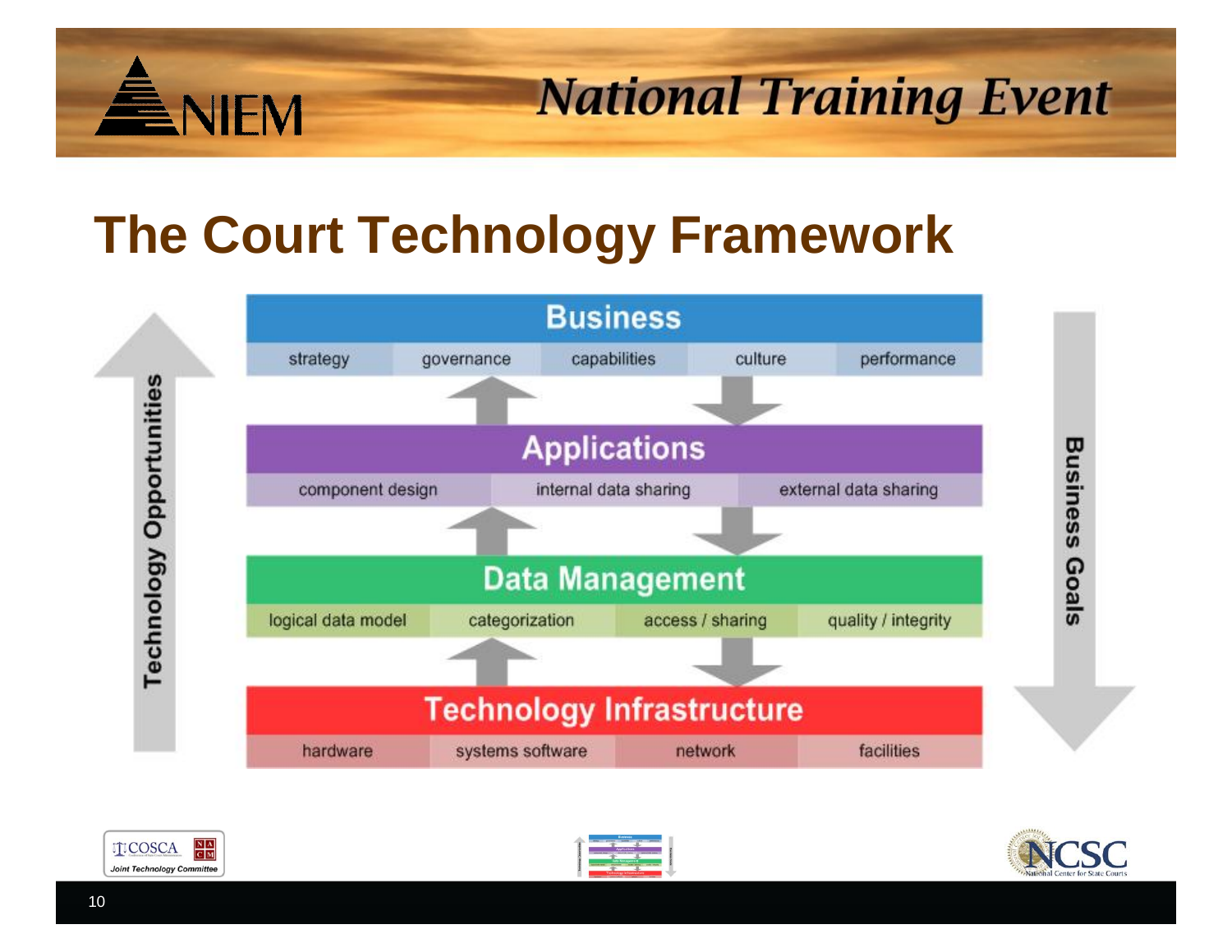# The Court Technology Framework

**Technology Opportunities** ↑

## Business

| strategy | governance | capabilities | culture | performance |
|---|---|---|---|---|

## Applications

| component design | internal data sharing | external data sharing |
|---|---|---|

## Data Management

| logical data model | categorization | access / sharing | quality / integrity |
|---|---|---|---|

## Technology Infrastructure

| hardware | systems software | network | facilities |
|---|---|---|---|

**Business Goals** ↓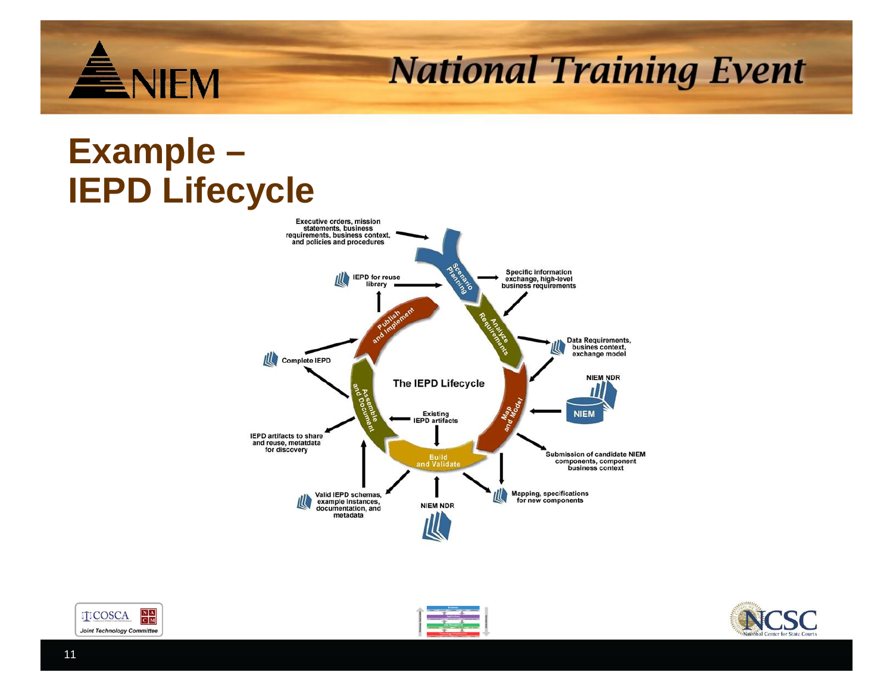# Example – IEPD Lifecycle

The IEPD Lifecycle

- Scenario Planning
- Analyze Requirements
- Map and Model
- Build and Validate
- Assemble and Document
- Publish and Implement

Executive orders, mission statements, business requirements, business context, and policies and procedures

Specific information exchange, high-level business requirements

IEPD for reuse library

Data Requirements, busines context, exchange model

NIEM NDR

NIEM

Submission of candidate NIEM components, component business context

Mapping, specifications for new components

NIEM NDR

Existing IEPD artifacts

Valid IEPD schemas, example instances, documentation, and metadata

IEPD artifacts to share and reuse, metatdata for discovery

Complete IEPD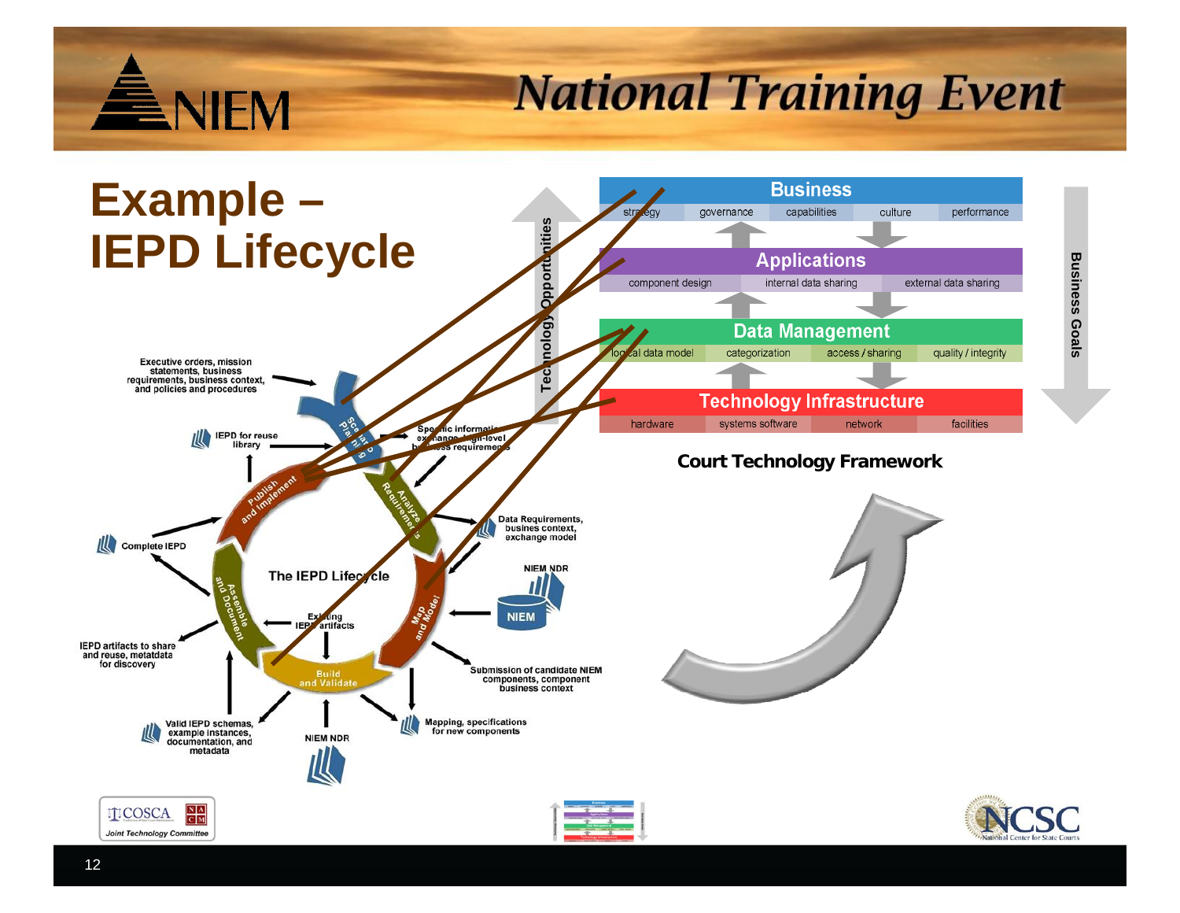# Example – IEPD Lifecycle

Executive orders, mission statements, business requirements, business context, and policies and procedures

IEPD for reuse library

Scenario Planning

Specific information exchange high-level business requirements

Analyze Requirements

Data Requirements, busines context, exchange model

NIEM NDR

NIEM

Map and Model

Submission of candidate NIEM components, component business context

Mapping, specifications for new components

Build and Validate

NIEM NDR

Valid IEPD schemas, example instances, documentation, and metadata

IEPD artifacts to share and reuse, metatdata for discovery

Assemble and Document

Existing IEPD artifacts

Complete IEPD

Publish and Implement

The IEPD Lifecycle

Technology Opportunities

| Business | | | | |
|---|---|---|---|---|
| strategy | governance | capabilities | culture | performance |

| Applications | | |
|---|---|---|
| component design | internal data sharing | external data sharing |

| Data Management | | | |
|---|---|---|---|
| logical data model | categorization | access / sharing | quality / integrity |

| Technology Infrastructure | | | |
|---|---|---|---|
| hardware | systems software | network | facilities |

Business Goals

**Court Technology Framework**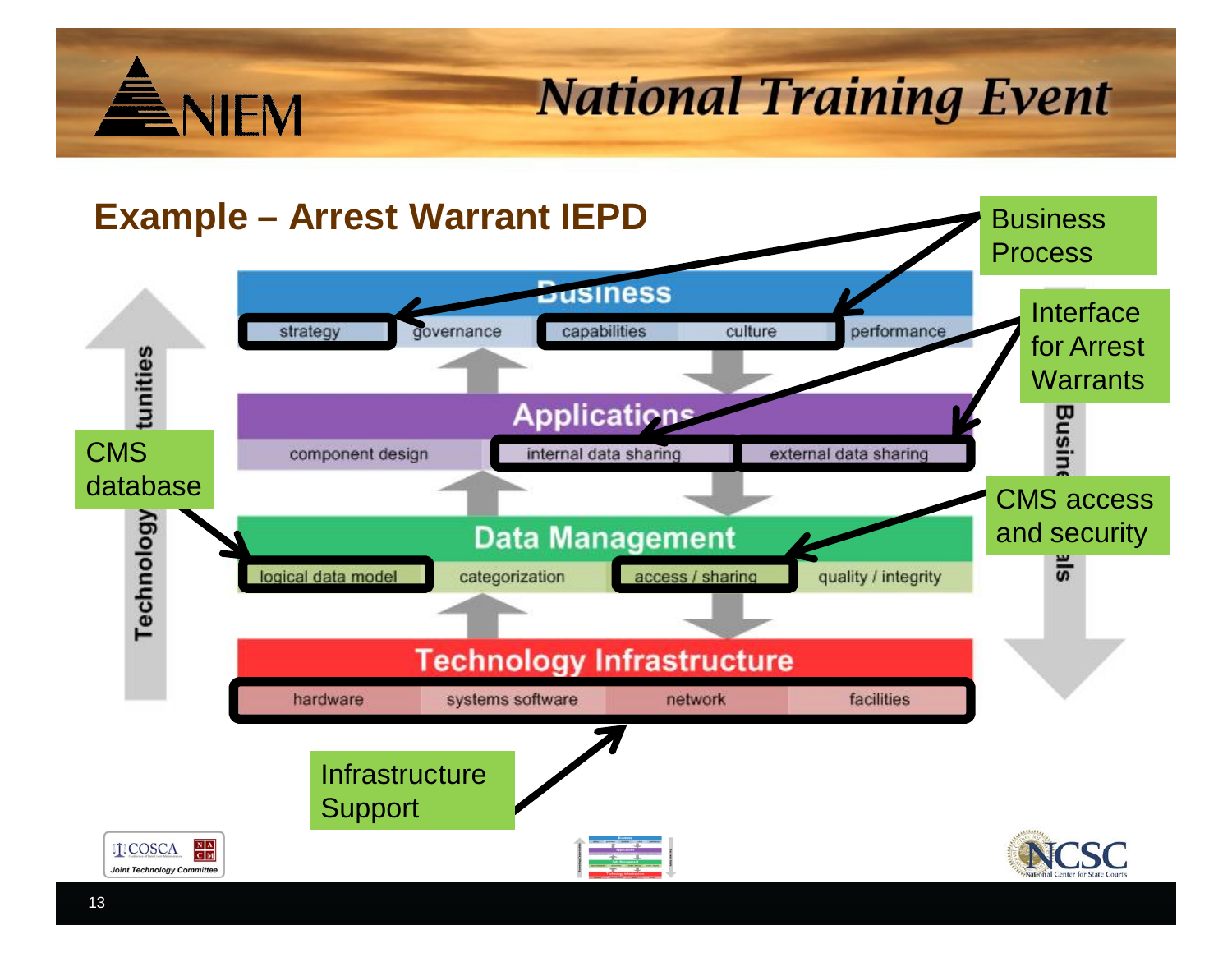## Example – Arrest Warrant IEPD

**Business**

- strategy
- governance
- capabilities
- culture
- performance

**Applications**

- component design
- internal data sharing
- external data sharing

**Data Management**

- logical data model
- categorization
- access / sharing
- quality / integrity

**Technology Infrastructure**

- hardware
- systems software
- network
- facilities

Technology Opportunities ↑ / Business Goals ↓

- **Business Process** → strategy; capabilities / culture
- **Interface for Arrest Warrants** → internal data sharing; external data sharing
- **CMS database** → logical data model
- **CMS access and security** → access / sharing
- **Infrastructure Support** → hardware / systems software / network / facilities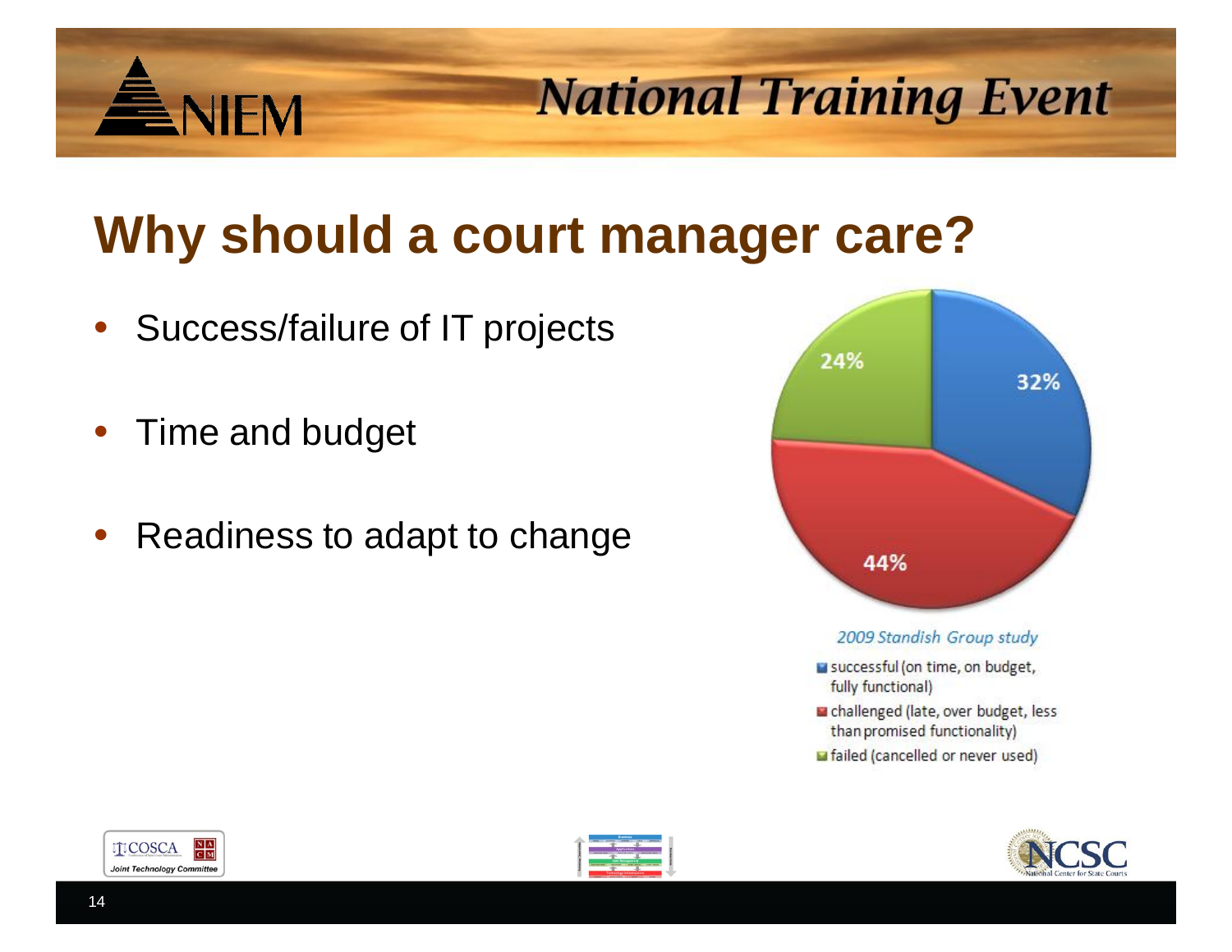# Why should a court manager care?

- Success/failure of IT projects
- Time and budget
- Readiness to adapt to change

24%

32%

44%

*2009 Standish Group study*

- successful (on time, on budget, fully functional)
- challenged (late, over budget, less than promised functionality)
- failed (cancelled or never used)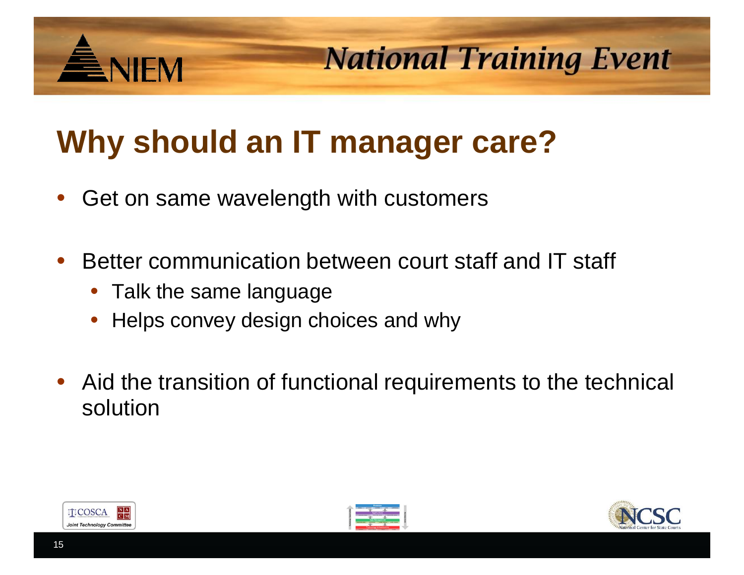# Why should an IT manager care?

- Get on same wavelength with customers
- Better communication between court staff and IT staff
  - Talk the same language
  - Helps convey design choices and why
- Aid the transition of functional requirements to the technical solution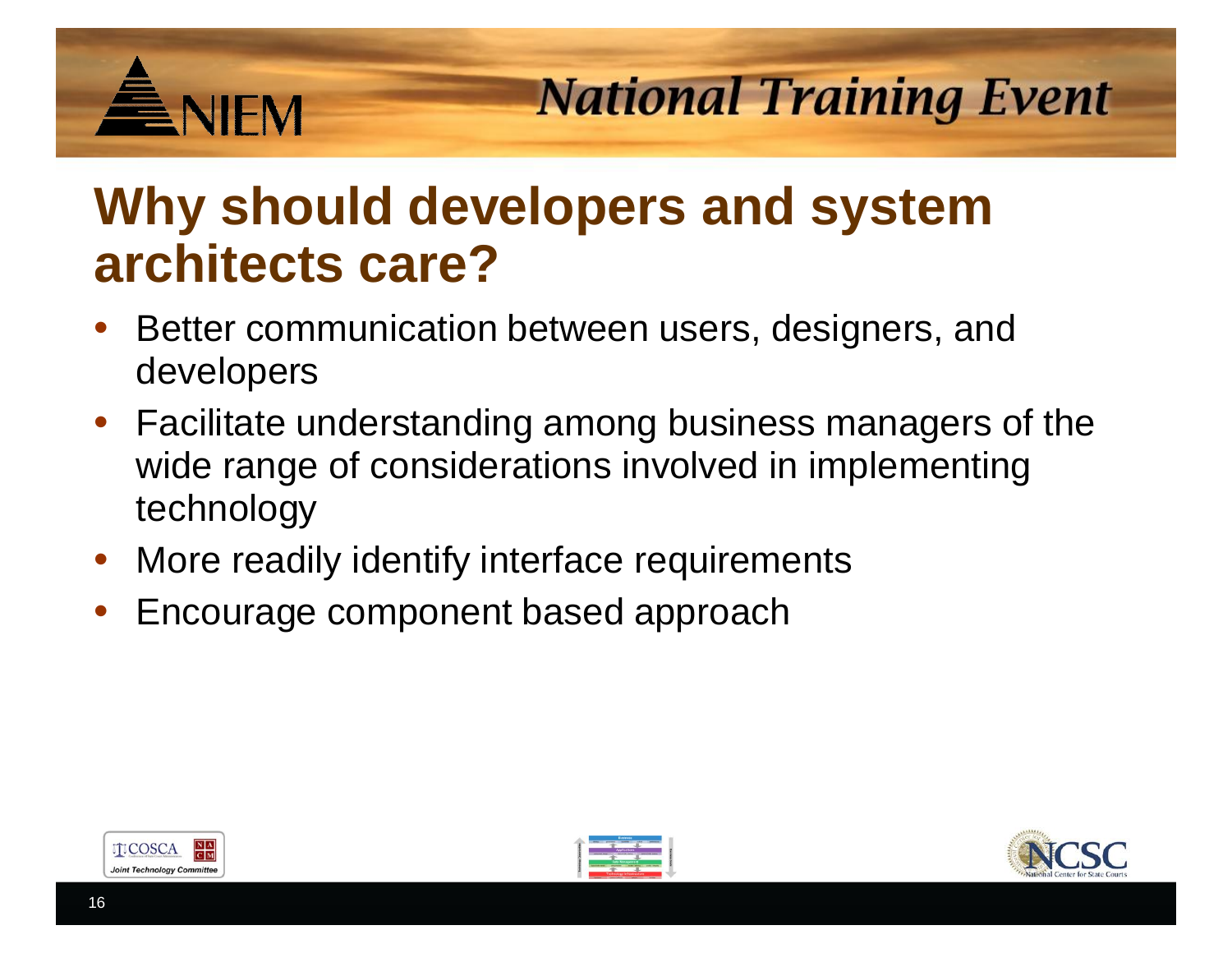# Why should developers and system architects care?

- Better communication between users, designers, and developers
- Facilitate understanding among business managers of the wide range of considerations involved in implementing technology
- More readily identify interface requirements
- Encourage component based approach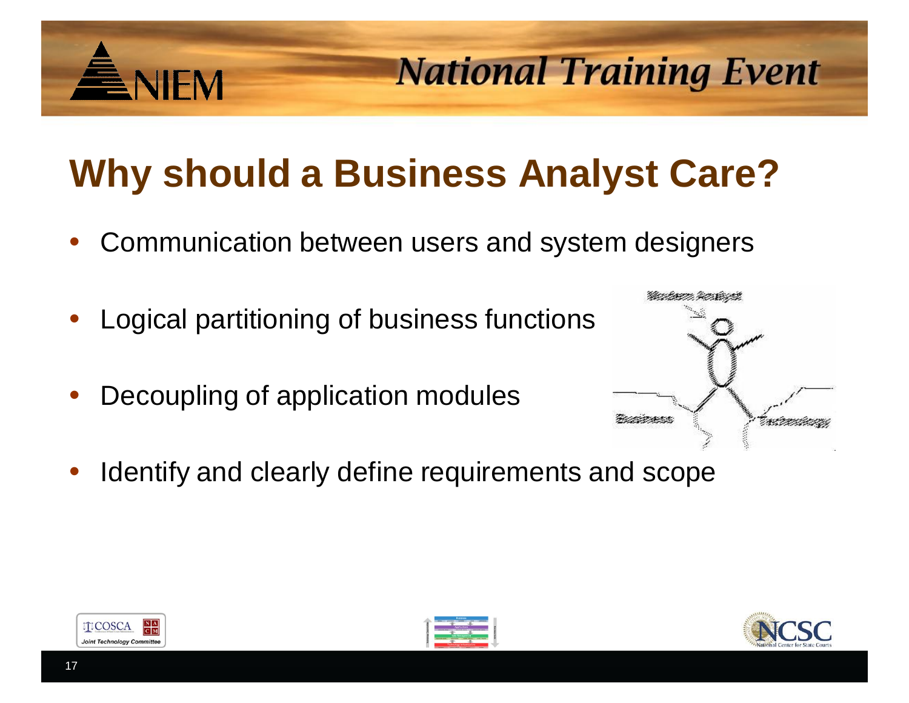# Why should a Business Analyst Care?

- Communication between users and system designers
- Logical partitioning of business functions
- Decoupling of application modules
- Identify and clearly define requirements and scope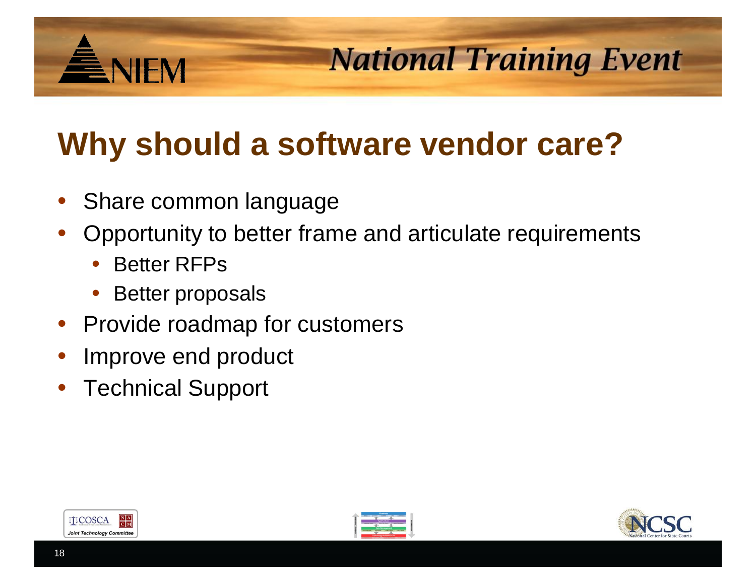# Why should a software vendor care?

- Share common language
- Opportunity to better frame and articulate requirements
  - Better RFPs
  - Better proposals
- Provide roadmap for customers
- Improve end product
- Technical Support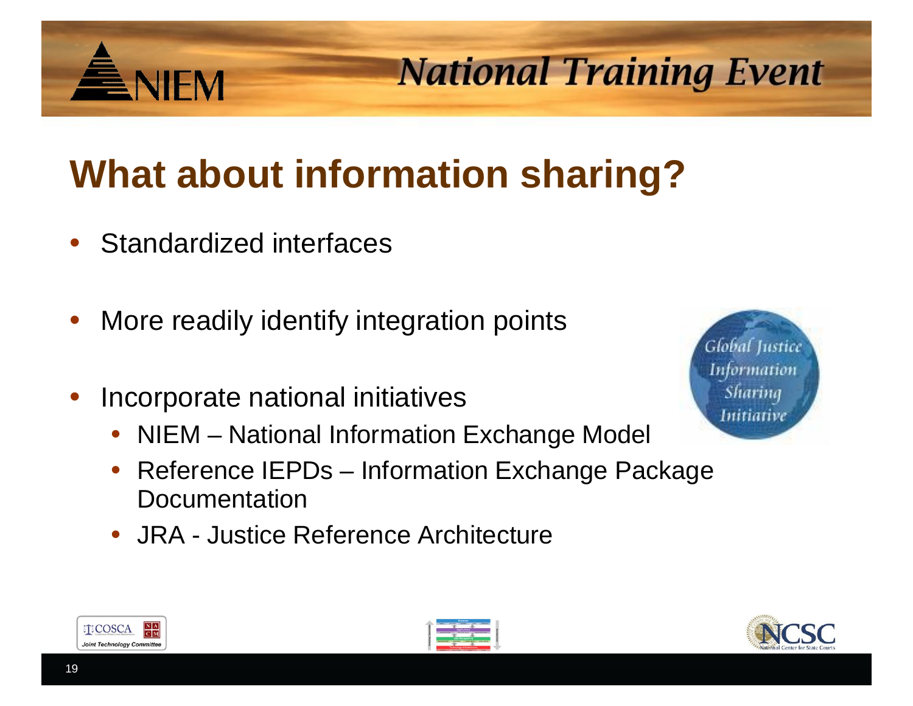# What about information sharing?

- Standardized interfaces
- More readily identify integration points
- Incorporate national initiatives
  - NIEM – National Information Exchange Model
  - Reference IEPDs – Information Exchange Package Documentation
  - JRA - Justice Reference Architecture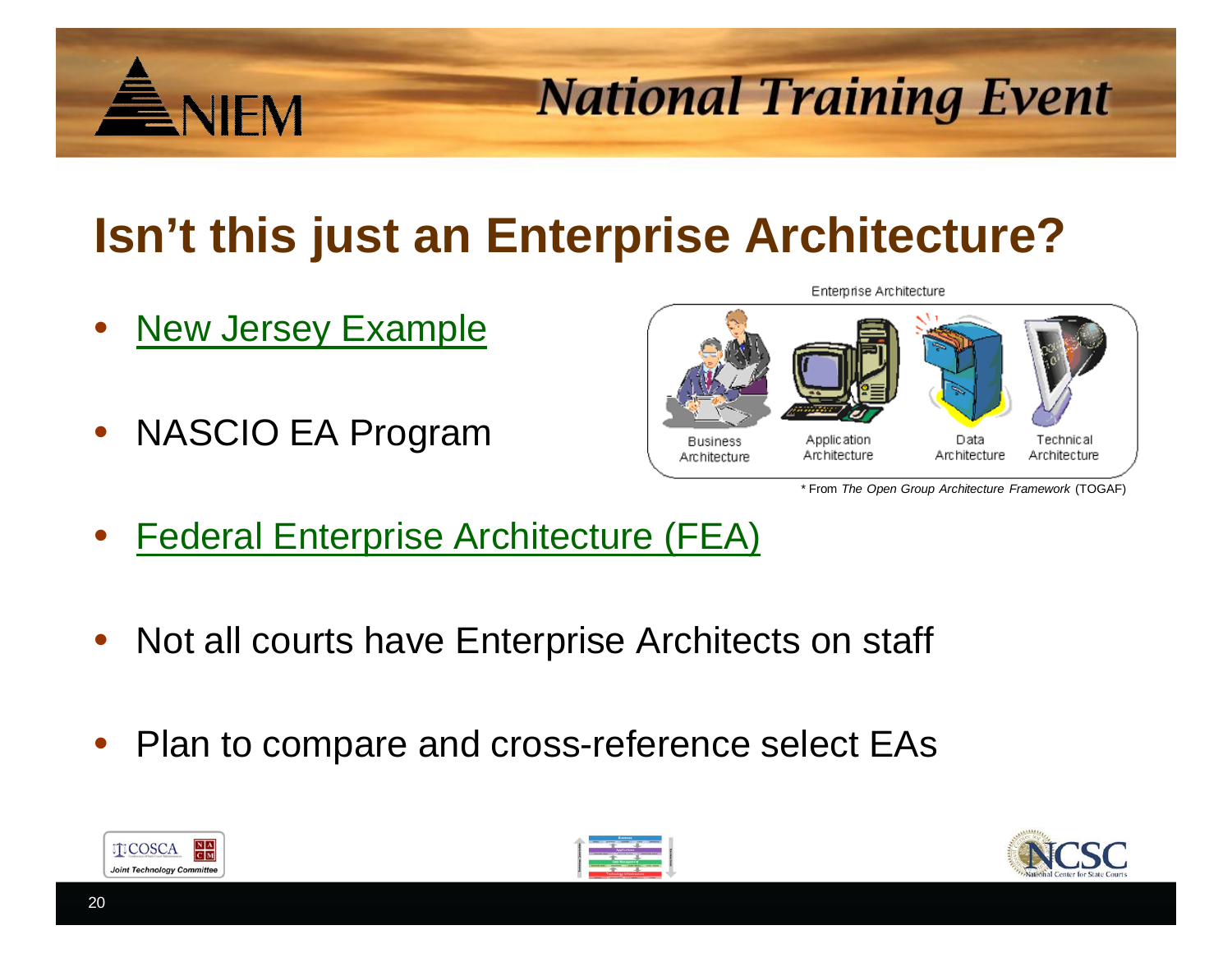# Isn't this just an Enterprise Architecture?

- New Jersey Example
- NASCIO EA Program
- Federal Enterprise Architecture (FEA)
- Not all courts have Enterprise Architects on staff
- Plan to compare and cross-reference select EAs

Enterprise Architecture

Business Architecture | Application Architecture | Data Architecture | Technical Architecture

\* From *The Open Group Architecture Framework* (TOGAF)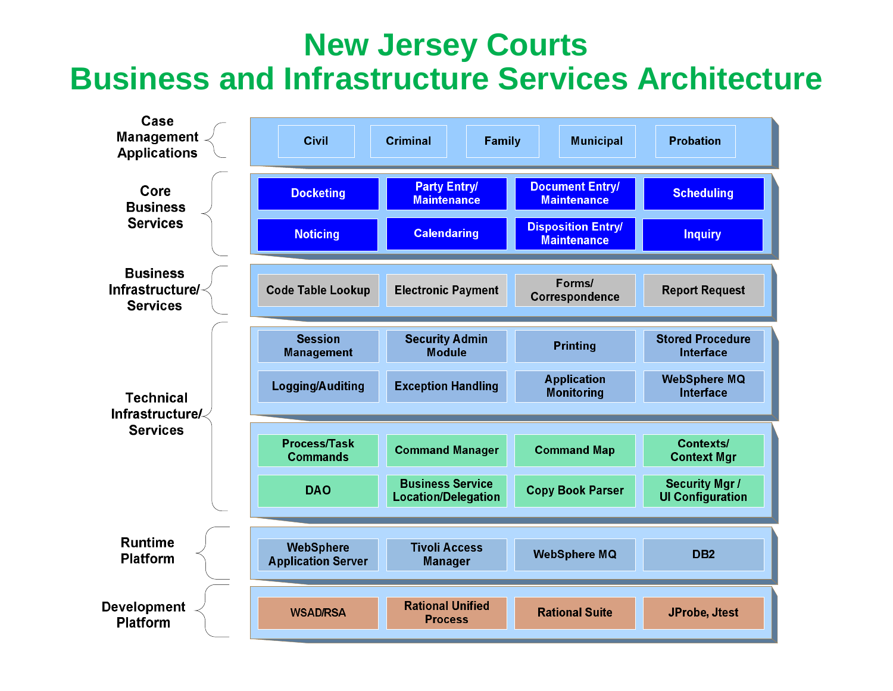# New Jersey Courts
# Business and Infrastructure Services Architecture

| Layer | | | | |
|---|---|---|---|---|
| Case Management Applications | Civil | Criminal | Family | Municipal | Probation |
| Core Business Services | Docketing | Party Entry/ Maintenance | Document Entry/ Maintenance | Scheduling |
| | Noticing | Calendaring | Disposition Entry/ Maintenance | Inquiry |
| Business Infrastructure/ Services | Code Table Lookup | Electronic Payment | Forms/ Correspondence | Report Request |
| Technical Infrastructure/ Services | Session Management | Security Admin Module | Printing | Stored Procedure Interface |
| | Logging/Auditing | Exception Handling | Application Monitoring | WebSphere MQ Interface |
| | Process/Task Commands | Command Manager | Command Map | Contexts/ Context Mgr |
| | DAO | Business Service Location/Delegation | Copy Book Parser | Security Mgr / UI Configuration |
| Runtime Platform | WebSphere Application Server | Tivoli Access Manager | WebSphere MQ | DB2 |
| Development Platform | WSAD/RSA | Rational Unified Process | Rational Suite | JProbe, Jtest |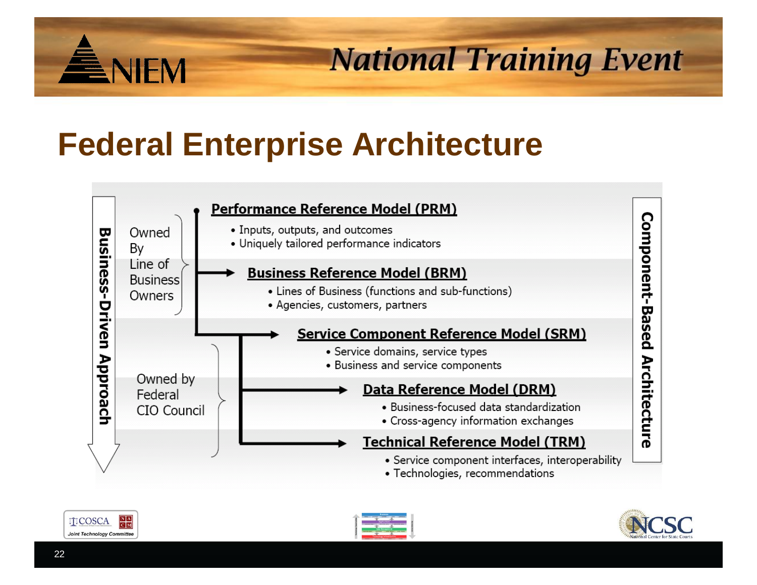# Federal Enterprise Architecture

Business-Driven Approach

Owned By Line of Business Owners

**Performance Reference Model (PRM)**
- Inputs, outputs, and outcomes
- Uniquely tailored performance indicators

**Business Reference Model (BRM)**
- Lines of Business (functions and sub-functions)
- Agencies, customers, partners

Owned by Federal CIO Council

**Service Component Reference Model (SRM)**
- Service domains, service types
- Business and service components

**Data Reference Model (DRM)**
- Business-focused data standardization
- Cross-agency information exchanges

**Technical Reference Model (TRM)**
- Service component interfaces, interoperability
- Technologies, recommendations

Component-Based Architecture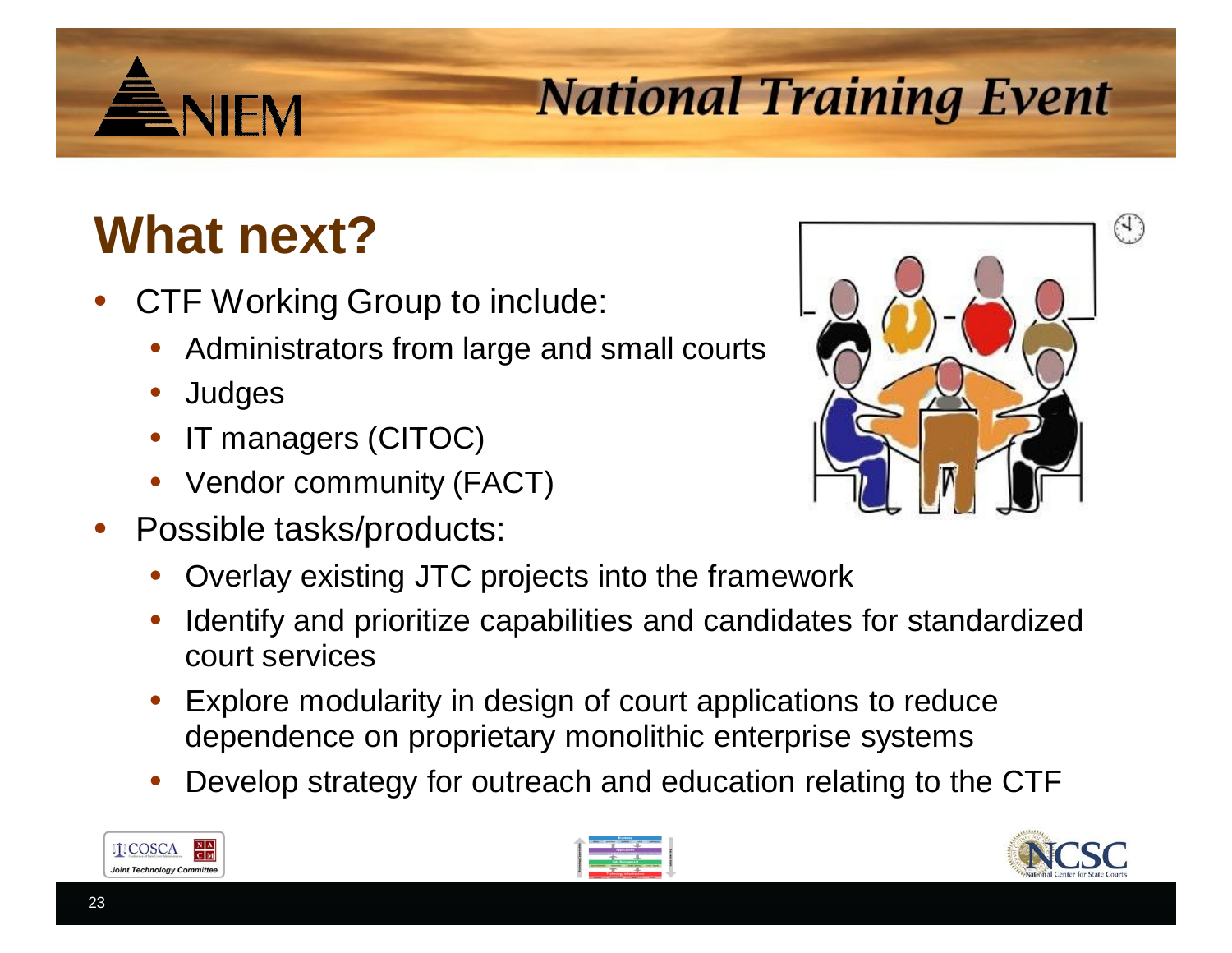# What next?

- CTF Working Group to include:
  - Administrators from large and small courts
  - Judges
  - IT managers (CITOC)
  - Vendor community (FACT)
- Possible tasks/products:
  - Overlay existing JTC projects into the framework
  - Identify and prioritize capabilities and candidates for standardized court services
  - Explore modularity in design of court applications to reduce dependence on proprietary monolithic enterprise systems
  - Develop strategy for outreach and education relating to the CTF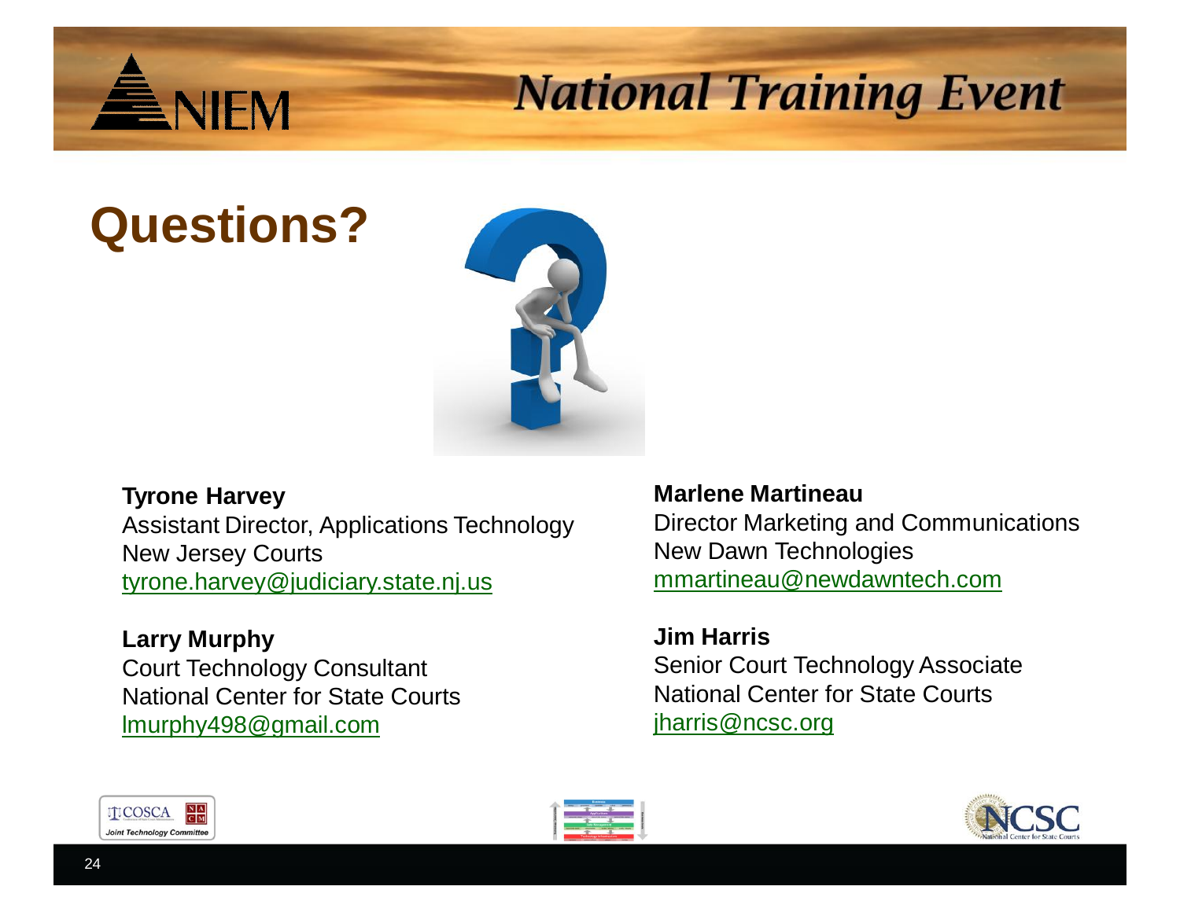# Questions?

**Tyrone Harvey**
Assistant Director, Applications Technology
New Jersey Courts
tyrone.harvey@judiciary.state.nj.us

**Larry Murphy**
Court Technology Consultant
National Center for State Courts
lmurphy498@gmail.com

**Marlene Martineau**
Director Marketing and Communications
New Dawn Technologies
mmartineau@newdawntech.com

**Jim Harris**
Senior Court Technology Associate
National Center for State Courts
jharris@ncsc.org